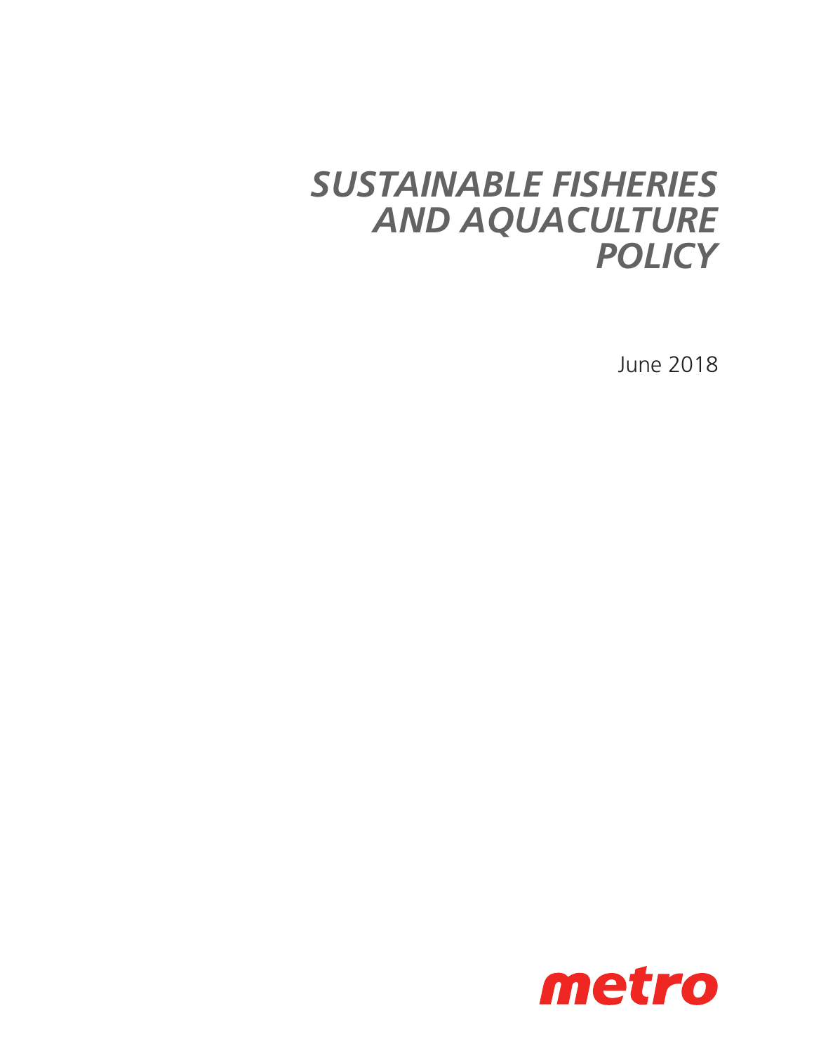# *SUSTAINABLE FISHERIES AND AQUACULTURE POLICY*

June 2018

metro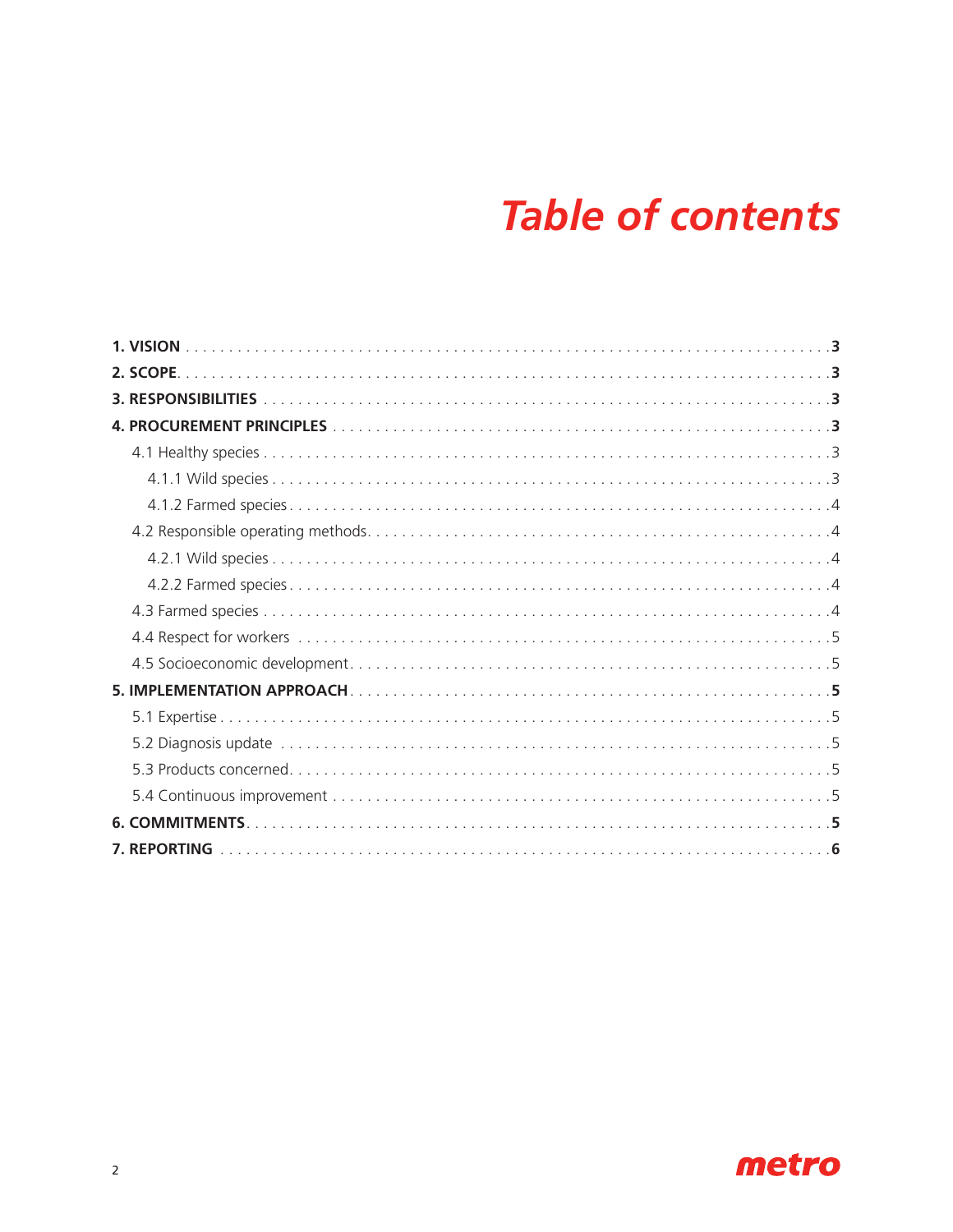# *Table of contents*

**1. VISION** . . . . . . . . . . 3

**2. SCOPE** . . . . . . . . . . 3

**3. RESPONSIBILITIES** . . . . . . . . . . 3

**4. PROCUREMENT PRINCIPLES** . . . . . . . . . . 3

- 4.1 Healthy species . . . . . . . . . . 3
  - 4.1.1 Wild species . . . . . . . . . . 3
  - 4.1.2 Farmed species . . . . . . . . . . 4
- 4.2 Responsible operating methods . . . . . . . . . . 4
  - 4.2.1 Wild species . . . . . . . . . . 4
  - 4.2.2 Farmed species . . . . . . . . . . 4
- 4.3 Farmed species . . . . . . . . . . 4
- 4.4 Respect for workers . . . . . . . . . . 5
- 4.5 Socioeconomic development . . . . . . . . . . 5

**5. IMPLEMENTATION APPROACH** . . . . . . . . . . 5

- 5.1 Expertise . . . . . . . . . . 5
- 5.2 Diagnosis update . . . . . . . . . . 5
- 5.3 Products concerned . . . . . . . . . . 5
- 5.4 Continuous improvement . . . . . . . . . . 5

**6. COMMITMENTS** . . . . . . . . . . 5

**7. REPORTING** . . . . . . . . . . 6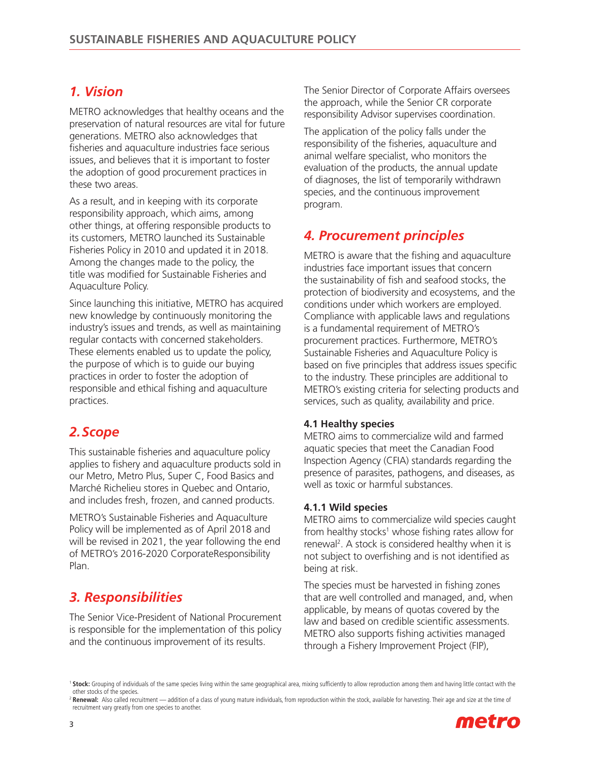## *1. Vision*

METRO acknowledges that healthy oceans and the preservation of natural resources are vital for future generations. METRO also acknowledges that fisheries and aquaculture industries face serious issues, and believes that it is important to foster the adoption of good procurement practices in these two areas.

As a result, and in keeping with its corporate responsibility approach, which aims, among other things, at offering responsible products to its customers, METRO launched its Sustainable Fisheries Policy in 2010 and updated it in 2018. Among the changes made to the policy, the title was modified for Sustainable Fisheries and Aquaculture Policy.

Since launching this initiative, METRO has acquired new knowledge by continuously monitoring the industry's issues and trends, as well as maintaining regular contacts with concerned stakeholders. These elements enabled us to update the policy, the purpose of which is to guide our buying practices in order to foster the adoption of responsible and ethical fishing and aquaculture practices.

## *2. Scope*

This sustainable fisheries and aquaculture policy applies to fishery and aquaculture products sold in our Metro, Metro Plus, Super C, Food Basics and Marché Richelieu stores in Quebec and Ontario, and includes fresh, frozen, and canned products.

METRO's Sustainable Fisheries and Aquaculture Policy will be implemented as of April 2018 and will be revised in 2021, the year following the end of METRO's 2016-2020 CorporateResponsibility Plan.

## *3. Responsibilities*

The Senior Vice-President of National Procurement is responsible for the implementation of this policy and the continuous improvement of its results.

The Senior Director of Corporate Affairs oversees the approach, while the Senior CR corporate responsibility Advisor supervises coordination.

The application of the policy falls under the responsibility of the fisheries, aquaculture and animal welfare specialist, who monitors the evaluation of the products, the annual update of diagnoses, the list of temporarily withdrawn species, and the continuous improvement program.

## *4. Procurement principles*

METRO is aware that the fishing and aquaculture industries face important issues that concern the sustainability of fish and seafood stocks, the protection of biodiversity and ecosystems, and the conditions under which workers are employed. Compliance with applicable laws and regulations is a fundamental requirement of METRO's procurement practices. Furthermore, METRO's Sustainable Fisheries and Aquaculture Policy is based on five principles that address issues specific to the industry. These principles are additional to METRO's existing criteria for selecting products and services, such as quality, availability and price.

### 4.1 Healthy species

METRO aims to commercialize wild and farmed aquatic species that meet the Canadian Food Inspection Agency (CFIA) standards regarding the presence of parasites, pathogens, and diseases, as well as toxic or harmful substances.

### 4.1.1 Wild species

METRO aims to commercialize wild species caught from healthy stocks[1] whose fishing rates allow for renewal[2]. A stock is considered healthy when it is not subject to overfishing and is not identified as being at risk.

The species must be harvested in fishing zones that are well controlled and managed, and, when applicable, by means of quotas covered by the law and based on credible scientific assessments. METRO also supports fishing activities managed through a Fishery Improvement Project (FIP),

[1] **Stock:** Grouping of individuals of the same species living within the same geographical area, mixing sufficiently to allow reproduction among them and having little contact with the other stocks of the species.

[2] **Renewal:** Also called recruitment — addition of a class of young mature individuals, from reproduction within the stock, available for harvesting. Their age and size at the time of recruitment vary greatly from one species to another.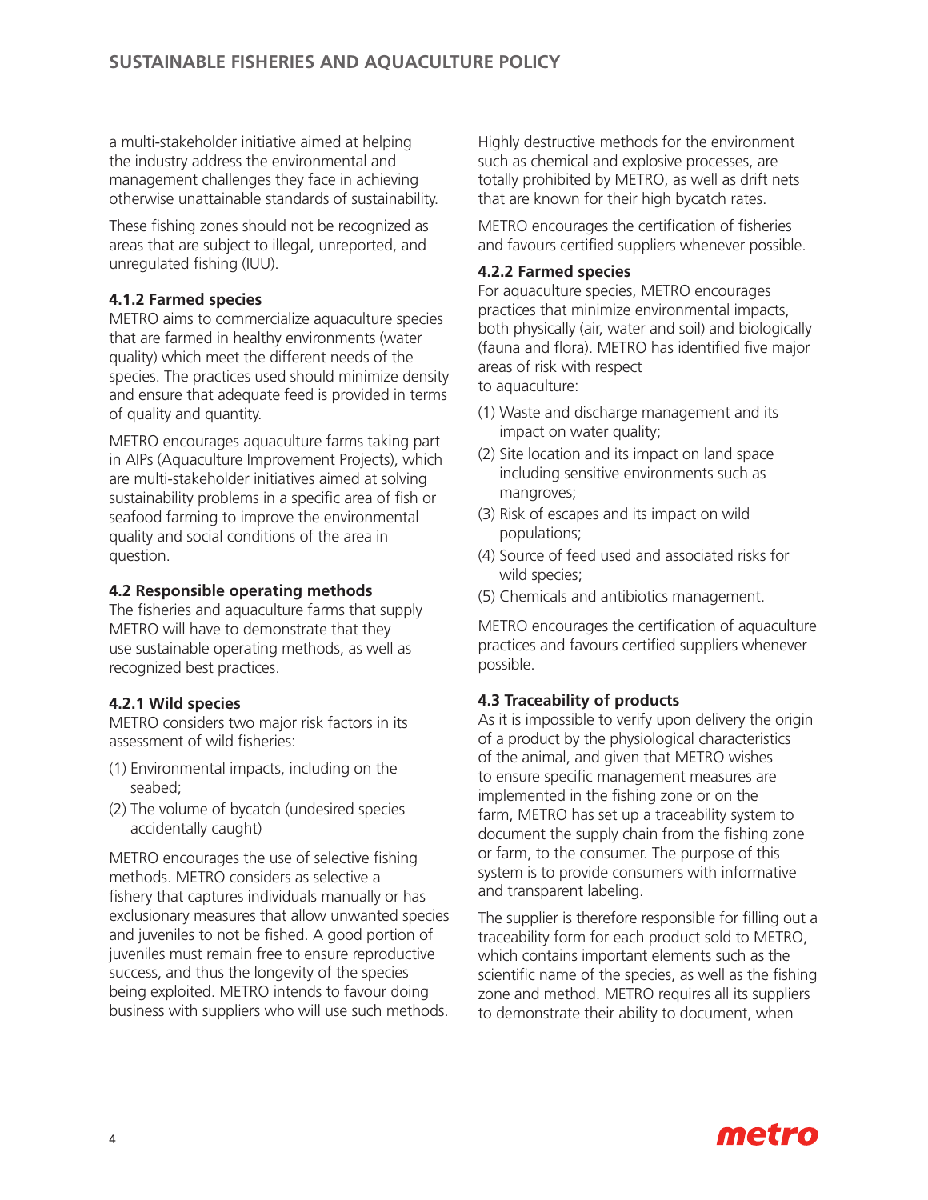a multi-stakeholder initiative aimed at helping the industry address the environmental and management challenges they face in achieving otherwise unattainable standards of sustainability.

These fishing zones should not be recognized as areas that are subject to illegal, unreported, and unregulated fishing (IUU).

### 4.1.2 Farmed species

METRO aims to commercialize aquaculture species that are farmed in healthy environments (water quality) which meet the different needs of the species. The practices used should minimize density and ensure that adequate feed is provided in terms of quality and quantity.

METRO encourages aquaculture farms taking part in AIPs (Aquaculture Improvement Projects), which are multi-stakeholder initiatives aimed at solving sustainability problems in a specific area of fish or seafood farming to improve the environmental quality and social conditions of the area in question.

## 4.2 Responsible operating methods

The fisheries and aquaculture farms that supply METRO will have to demonstrate that they use sustainable operating methods, as well as recognized best practices.

### 4.2.1 Wild species

METRO considers two major risk factors in its assessment of wild fisheries:

(1) Environmental impacts, including on the seabed;
(2) The volume of bycatch (undesired species accidentally caught)

METRO encourages the use of selective fishing methods. METRO considers as selective a fishery that captures individuals manually or has exclusionary measures that allow unwanted species and juveniles to not be fished. A good portion of juveniles must remain free to ensure reproductive success, and thus the longevity of the species being exploited. METRO intends to favour doing business with suppliers who will use such methods.

Highly destructive methods for the environment such as chemical and explosive processes, are totally prohibited by METRO, as well as drift nets that are known for their high bycatch rates.

METRO encourages the certification of fisheries and favours certified suppliers whenever possible.

### 4.2.2 Farmed species

For aquaculture species, METRO encourages practices that minimize environmental impacts, both physically (air, water and soil) and biologically (fauna and flora). METRO has identified five major areas of risk with respect to aquaculture:

(1) Waste and discharge management and its impact on water quality;
(2) Site location and its impact on land space including sensitive environments such as mangroves;
(3) Risk of escapes and its impact on wild populations;
(4) Source of feed used and associated risks for wild species;
(5) Chemicals and antibiotics management.

METRO encourages the certification of aquaculture practices and favours certified suppliers whenever possible.

## 4.3 Traceability of products

As it is impossible to verify upon delivery the origin of a product by the physiological characteristics of the animal, and given that METRO wishes to ensure specific management measures are implemented in the fishing zone or on the farm, METRO has set up a traceability system to document the supply chain from the fishing zone or farm, to the consumer. The purpose of this system is to provide consumers with informative and transparent labeling.

The supplier is therefore responsible for filling out a traceability form for each product sold to METRO, which contains important elements such as the scientific name of the species, as well as the fishing zone and method. METRO requires all its suppliers to demonstrate their ability to document, when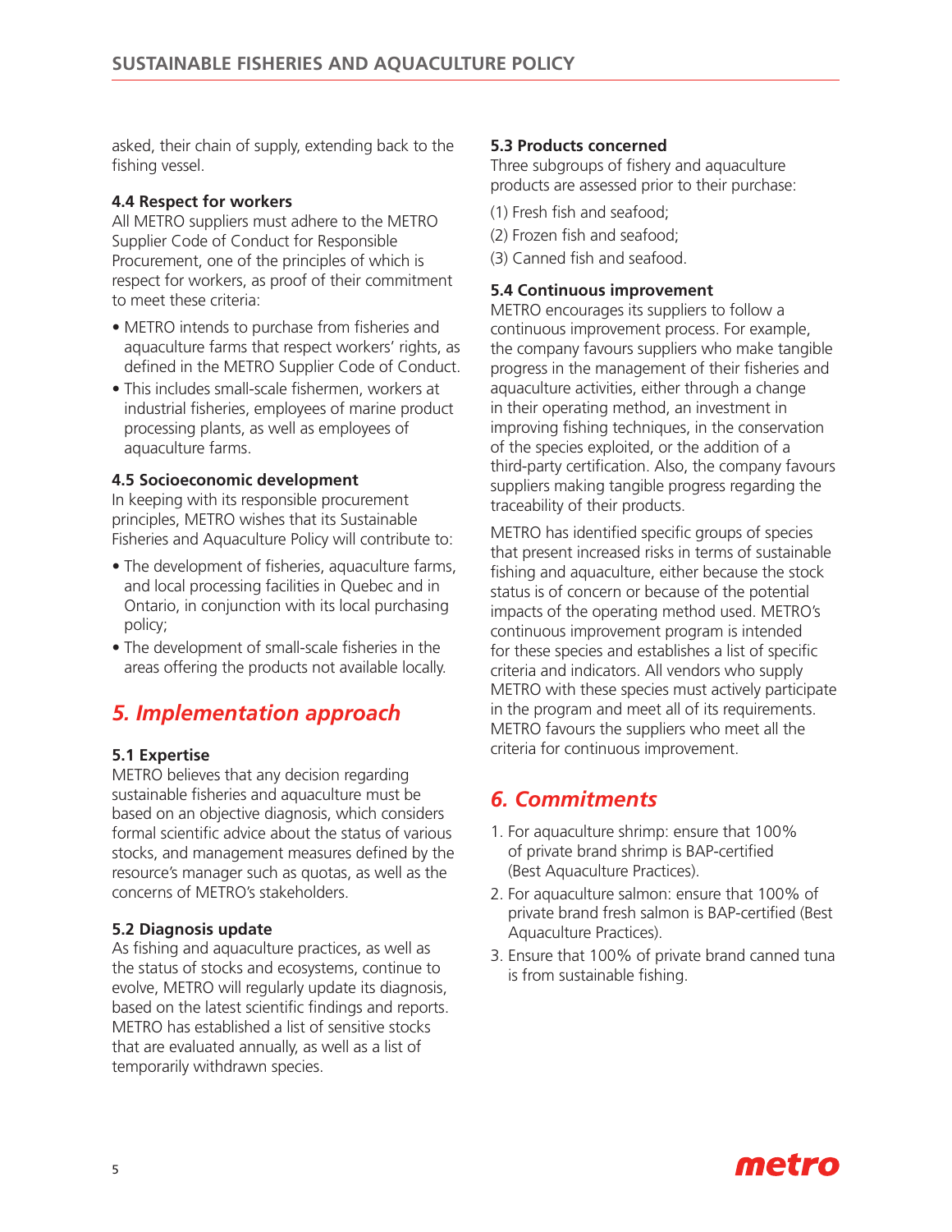asked, their chain of supply, extending back to the fishing vessel.

**4.4 Respect for workers**

All METRO suppliers must adhere to the METRO Supplier Code of Conduct for Responsible Procurement, one of the principles of which is respect for workers, as proof of their commitment to meet these criteria:

- METRO intends to purchase from fisheries and aquaculture farms that respect workers' rights, as defined in the METRO Supplier Code of Conduct.
- This includes small-scale fishermen, workers at industrial fisheries, employees of marine product processing plants, as well as employees of aquaculture farms.

**4.5 Socioeconomic development**

In keeping with its responsible procurement principles, METRO wishes that its Sustainable Fisheries and Aquaculture Policy will contribute to:

- The development of fisheries, aquaculture farms, and local processing facilities in Quebec and in Ontario, in conjunction with its local purchasing policy;
- The development of small-scale fisheries in the areas offering the products not available locally.

## *5. Implementation approach*

**5.1 Expertise**

METRO believes that any decision regarding sustainable fisheries and aquaculture must be based on an objective diagnosis, which considers formal scientific advice about the status of various stocks, and management measures defined by the resource's manager such as quotas, as well as the concerns of METRO's stakeholders.

**5.2 Diagnosis update**

As fishing and aquaculture practices, as well as the status of stocks and ecosystems, continue to evolve, METRO will regularly update its diagnosis, based on the latest scientific findings and reports. METRO has established a list of sensitive stocks that are evaluated annually, as well as a list of temporarily withdrawn species.

**5.3 Products concerned**

Three subgroups of fishery and aquaculture products are assessed prior to their purchase:

(1) Fresh fish and seafood;

(2) Frozen fish and seafood;

(3) Canned fish and seafood.

**5.4 Continuous improvement**

METRO encourages its suppliers to follow a continuous improvement process. For example, the company favours suppliers who make tangible progress in the management of their fisheries and aquaculture activities, either through a change in their operating method, an investment in improving fishing techniques, in the conservation of the species exploited, or the addition of a third-party certification. Also, the company favours suppliers making tangible progress regarding the traceability of their products.

METRO has identified specific groups of species that present increased risks in terms of sustainable fishing and aquaculture, either because the stock status is of concern or because of the potential impacts of the operating method used. METRO's continuous improvement program is intended for these species and establishes a list of specific criteria and indicators. All vendors who supply METRO with these species must actively participate in the program and meet all of its requirements. METRO favours the suppliers who meet all the criteria for continuous improvement.

## *6. Commitments*

1. For aquaculture shrimp: ensure that 100% of private brand shrimp is BAP-certified (Best Aquaculture Practices).
2. For aquaculture salmon: ensure that 100% of private brand fresh salmon is BAP-certified (Best Aquaculture Practices).
3. Ensure that 100% of private brand canned tuna is from sustainable fishing.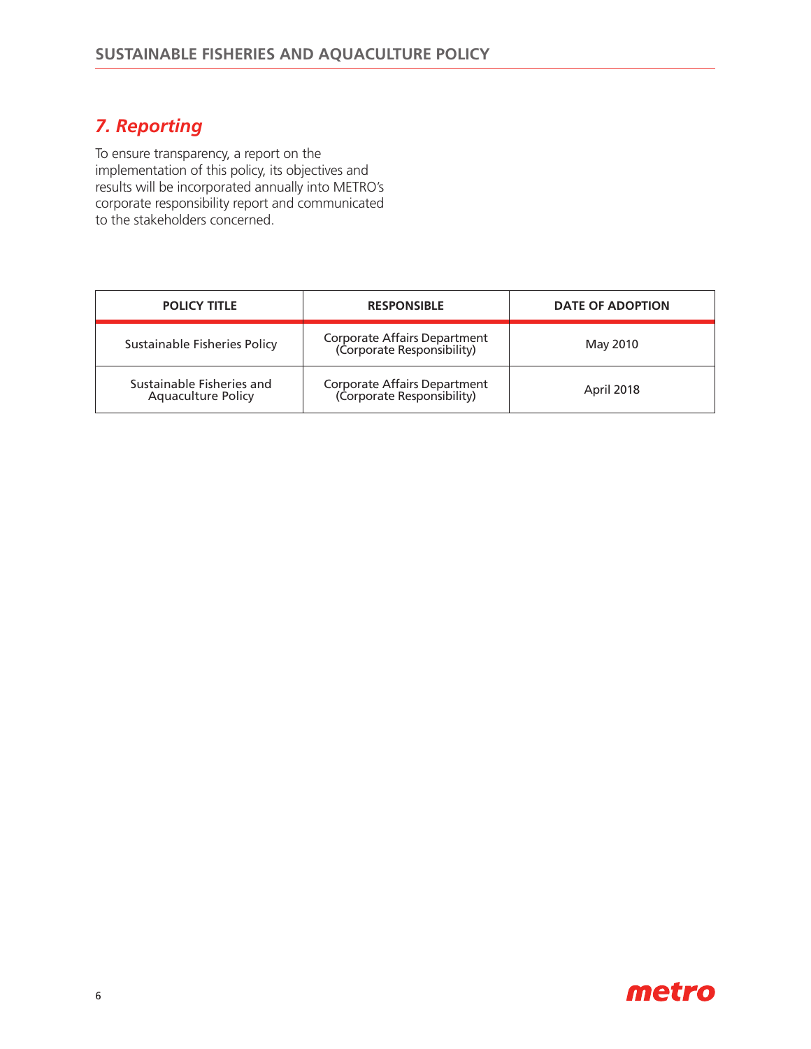## 7. Reporting

To ensure transparency, a report on the implementation of this policy, its objectives and results will be incorporated annually into METRO's corporate responsibility report and communicated to the stakeholders concerned.

| POLICY TITLE | RESPONSIBLE | DATE OF ADOPTION |
|---|---|---|
| Sustainable Fisheries Policy | Corporate Affairs Department (Corporate Responsibility) | May 2010 |
| Sustainable Fisheries and Aquaculture Policy | Corporate Affairs Department (Corporate Responsibility) | April 2018 |